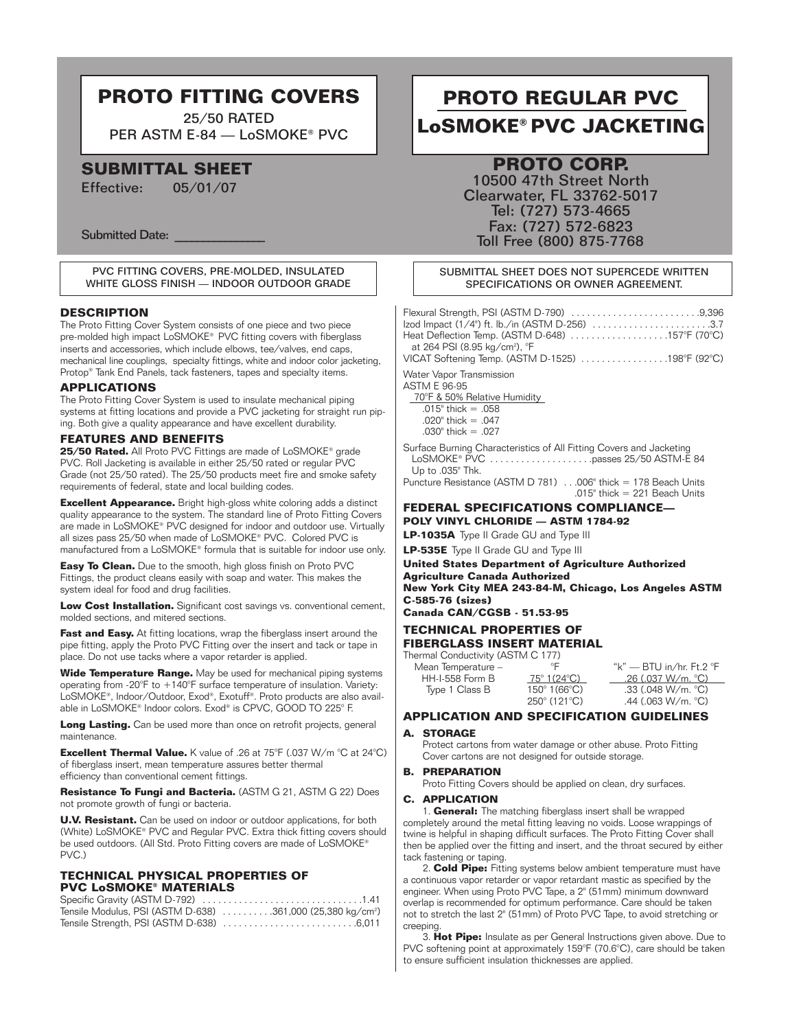# PROTO FITTING COVERS

25/50 RATED
PER ASTM E-84 — LoSMOKE® PVC

## SUBMITTAL SHEET

Effective: 05/01/07

Submitted Date: ______________

# PROTO REGULAR PVC
# LoSMOKE® PVC JACKETING

## PROTO CORP.

10500 47th Street North
Clearwater, FL 33762-5017
Tel: (727) 573-4665
Fax: (727) 572-6823
Toll Free (800) 875-7768

PVC FITTING COVERS, PRE-MOLDED, INSULATED
WHITE GLOSS FINISH — INDOOR OUTDOOR GRADE

SUBMITTAL SHEET DOES NOT SUPERCEDE WRITTEN SPECIFICATIONS OR OWNER AGREEMENT.

### DESCRIPTION

The Proto Fitting Cover System consists of one piece and two piece pre-molded high impact LoSMOKE® PVC fitting covers with fiberglass inserts and accessories, which include elbows, tee/valves, end caps, mechanical line couplings, specialty fittings, white and indoor color jacketing, Protop® Tank End Panels, tack fasteners, tapes and specialty items.

### APPLICATIONS

The Proto Fitting Cover System is used to insulate mechanical piping systems at fitting locations and provide a PVC jacketing for straight run piping. Both give a quality appearance and have excellent durability.

### FEATURES AND BENEFITS

**25/50 Rated.** All Proto PVC Fittings are made of LoSMOKE® grade PVC. Roll Jacketing is available in either 25/50 rated or regular PVC Grade (not 25/50 rated). The 25/50 products meet fire and smoke safety requirements of federal, state and local building codes.

**Excellent Appearance.** Bright high-gloss white coloring adds a distinct quality appearance to the system. The standard line of Proto Fitting Covers are made in LoSMOKE® PVC designed for indoor and outdoor use. Virtually all sizes pass 25/50 when made of LoSMOKE® PVC. Colored PVC is manufactured from a LoSMOKE® formula that is suitable for indoor use only.

**Easy To Clean.** Due to the smooth, high gloss finish on Proto PVC Fittings, the product cleans easily with soap and water. This makes the system ideal for food and drug facilities.

**Low Cost Installation.** Significant cost savings vs. conventional cement, molded sections, and mitered sections.

**Fast and Easy.** At fitting locations, wrap the fiberglass insert around the pipe fitting, apply the Proto PVC Fitting over the insert and tack or tape in place. Do not use tacks where a vapor retarder is applied.

**Wide Temperature Range.** May be used for mechanical piping systems operating from -20°F to +140°F surface temperature of insulation. Variety: LoSMOKE®, Indoor/Outdoor, Exod®, Exotuff®. Proto products are also available in LoSMOKE® Indoor colors. Exod® is CPVC, GOOD TO 225° F.

**Long Lasting.** Can be used more than once on retrofit projects, general maintenance.

**Excellent Thermal Value.** K value of .26 at 75°F (.037 W/m °C at 24°C) of fiberglass insert, mean temperature assures better thermal efficiency than conventional cement fittings.

**Resistance To Fungi and Bacteria.** (ASTM G 21, ASTM G 22) Does not promote growth of fungi or bacteria.

**U.V. Resistant.** Can be used on indoor or outdoor applications, for both (White) LoSMOKE® PVC and Regular PVC. Extra thick fitting covers should be used outdoors. (All Std. Proto Fitting covers are made of LoSMOKE® PVC.)

### TECHNICAL PHYSICAL PROPERTIES OF PVC LoSMOKE® MATERIALS

Specific Gravity (ASTM D-792) .......... 1.41
Tensile Modulus, PSI (ASTM D-638) .......... 361,000 (25,380 kg/cm²)
Tensile Strength, PSI (ASTM D-638) .......... 6,011
Flexural Strength, PSI (ASTM D-790) .......... 9,396
Izod Impact (1/4") ft. lb./in (ASTM D-256) .......... 3.7
Heat Deflection Temp. (ASTM D-648) at 264 PSI (8.95 kg/cm²), °F .......... 157°F (70°C)
VICAT Softening Temp. (ASTM D-1525) .......... 198°F (92°C)

Water Vapor Transmission
ASTM E 96-95
70°F & 50% Relative Humidity
.015" thick = .058
.020" thick = .047
.030" thick = .027

Surface Burning Characteristics of All Fitting Covers and Jacketing
LoSMOKE® PVC .......... passes 25/50 ASTM-E 84 Up to .035" Thk.

Puncture Resistance (ASTM D 781) . . .006" thick = 178 Beach Units
.015" thick = 221 Beach Units

### FEDERAL SPECIFICATIONS COMPLIANCE— POLY VINYL CHLORIDE — ASTM 1784-92

**LP-1035A** Type II Grade GU and Type III

**LP-535E** Type II Grade GU and Type III

**United States Department of Agriculture Authorized**
**Agriculture Canada Authorized**
**New York City MEA 243-84-M, Chicago, Los Angeles ASTM C-585-76 (sizes)**
**Canada CAN/CGSB - 51.53-95**

### TECHNICAL PROPERTIES OF FIBERGLASS INSERT MATERIAL

Thermal Conductivity (ASTM C 177)

| Mean Temperature – | °F | "k" — BTU in/hr. Ft.2 °F |
|---|---|---|
| HH-I-558 Form B | 75° 1(24°C) | .26 (.037 W/m. °C) |
| Type 1 Class B | 150° 1(66°C) | .33 (.048 W/m. °C) |
| | 250° (121°C) | .44 (.063 W/m. °C) |

### APPLICATION AND SPECIFICATION GUIDELINES

**A. STORAGE**

Protect cartons from water damage or other abuse. Proto Fitting Cover cartons are not designed for outside storage.

**B. PREPARATION**

Proto Fitting Covers should be applied on clean, dry surfaces.

**C. APPLICATION**

1. **General:** The matching fiberglass insert shall be wrapped completely around the metal fitting leaving no voids. Loose wrappings of twine is helpful in shaping difficult surfaces. The Proto Fitting Cover shall then be applied over the fitting and insert, and the throat secured by either tack fastening or taping.

2. **Cold Pipe:** Fitting systems below ambient temperature must have a continuous vapor retarder or vapor retardant mastic as specified by the engineer. When using Proto PVC Tape, a 2" (51mm) minimum downward overlap is recommended for optimum performance. Care should be taken not to stretch the last 2" (51mm) of Proto PVC Tape, to avoid stretching or creeping.

3. **Hot Pipe:** Insulate as per General Instructions given above. Due to PVC softening point at approximately 159°F (70.6°C), care should be taken to ensure sufficient insulation thicknesses are applied.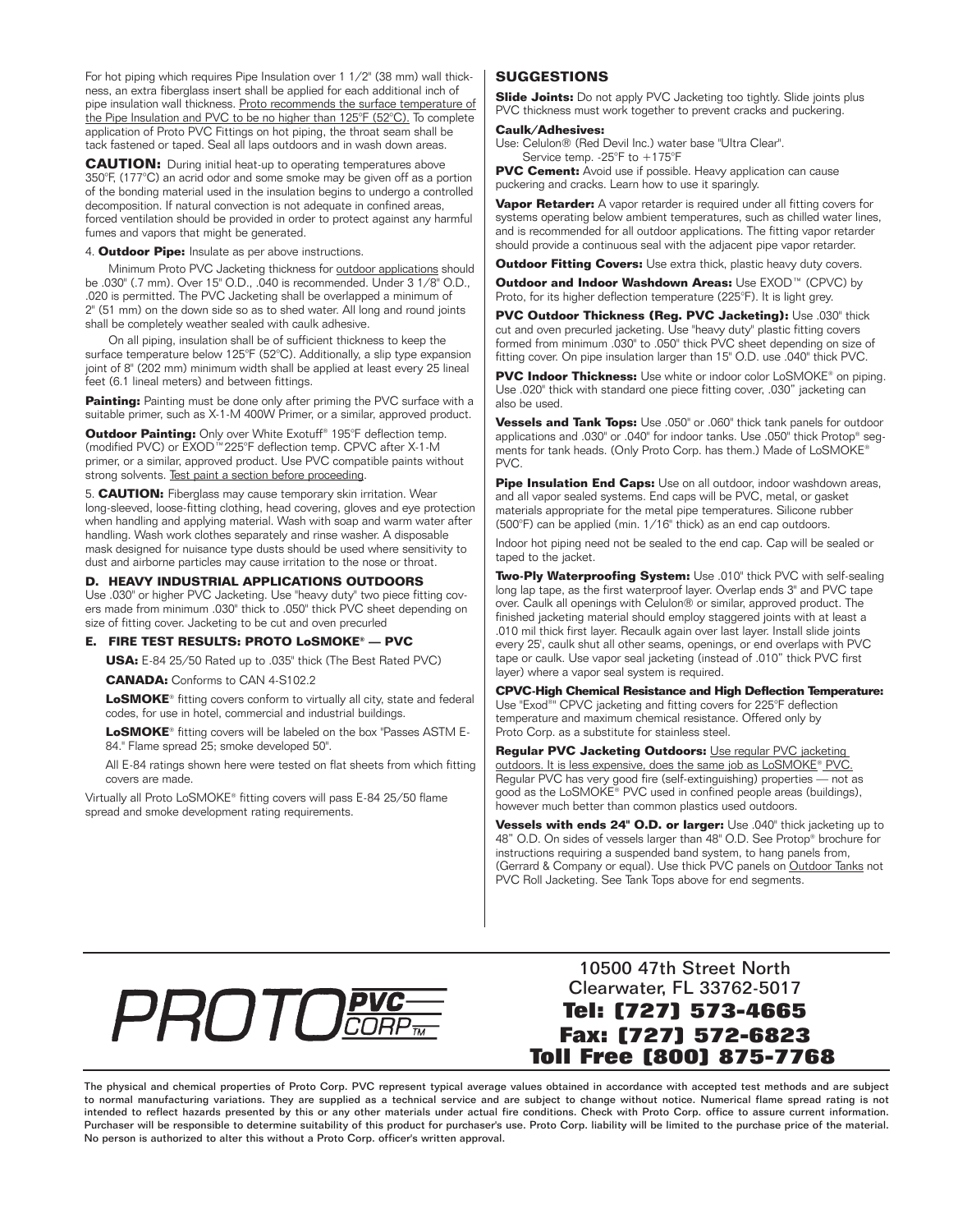For hot piping which requires Pipe Insulation over 1 1/2" (38 mm) wall thickness, an extra fiberglass insert shall be applied for each additional inch of pipe insulation wall thickness. Proto recommends the surface temperature of the Pipe Insulation and PVC to be no higher than 125°F (52°C). To complete application of Proto PVC Fittings on hot piping, the throat seam shall be tack fastened or taped. Seal all laps outdoors and in wash down areas.

**CAUTION:** During initial heat-up to operating temperatures above 350°F, (177°C) an acrid odor and some smoke may be given off as a portion of the bonding material used in the insulation begins to undergo a controlled decomposition. If natural convection is not adequate in confined areas, forced ventilation should be provided in order to protect against any harmful fumes and vapors that might be generated.

4. **Outdoor Pipe:** Insulate as per above instructions.

Minimum Proto PVC Jacketing thickness for outdoor applications should be .030" (.7 mm). Over 15" O.D., .040 is recommended. Under 3 1/8" O.D., .020 is permitted. The PVC Jacketing shall be overlapped a minimum of 2" (51 mm) on the down side so as to shed water. All long and round joints shall be completely weather sealed with caulk adhesive.

On all piping, insulation shall be of sufficient thickness to keep the surface temperature below 125°F (52°C). Additionally, a slip type expansion joint of 8" (202 mm) minimum width shall be applied at least every 25 lineal feet (6.1 lineal meters) and between fittings.

**Painting:** Painting must be done only after priming the PVC surface with a suitable primer, such as X-1-M 400W Primer, or a similar, approved product.

**Outdoor Painting:** Only over White Exotuff® 195°F deflection temp. (modified PVC) or EXOD™225°F deflection temp. CPVC after X-1-M primer, or a similar, approved product. Use PVC compatible paints without strong solvents. Test paint a section before proceeding.

5. **CAUTION:** Fiberglass may cause temporary skin irritation. Wear long-sleeved, loose-fitting clothing, head covering, gloves and eye protection when handling and applying material. Wash with soap and warm water after handling. Wash work clothes separately and rinse washer. A disposable mask designed for nuisance type dusts should be used where sensitivity to dust and airborne particles may cause irritation to the nose or throat.

### D. HEAVY INDUSTRIAL APPLICATIONS OUTDOORS

Use .030" or higher PVC Jacketing. Use "heavy duty" two piece fitting covers made from minimum .030" thick to .050" thick PVC sheet depending on size of fitting cover. Jacketing to be cut and oven precurled

### E. FIRE TEST RESULTS: PROTO LoSMOKE® — PVC

**USA:** E-84 25/50 Rated up to .035" thick (The Best Rated PVC)

**CANADA:** Conforms to CAN 4-S102.2

**LoSMOKE®** fitting covers conform to virtually all city, state and federal codes, for use in hotel, commercial and industrial buildings.

**LoSMOKE®** fitting covers will be labeled on the box "Passes ASTM E-84." Flame spread 25; smoke developed 50".

All E-84 ratings shown here were tested on flat sheets from which fitting covers are made.

Virtually all Proto LoSMOKE® fitting covers will pass E-84 25/50 flame spread and smoke development rating requirements.

### SUGGESTIONS

**Slide Joints:** Do not apply PVC Jacketing too tightly. Slide joints plus PVC thickness must work together to prevent cracks and puckering.

**Caulk/Adhesives:**
Use: Celulon® (Red Devil Inc.) water base "Ultra Clear".
Service temp. -25°F to +175°F

**PVC Cement:** Avoid use if possible. Heavy application can cause puckering and cracks. Learn how to use it sparingly.

**Vapor Retarder:** A vapor retarder is required under all fitting covers for systems operating below ambient temperatures, such as chilled water lines, and is recommended for all outdoor applications. The fitting vapor retarder should provide a continuous seal with the adjacent pipe vapor retarder.

**Outdoor Fitting Covers:** Use extra thick, plastic heavy duty covers.

**Outdoor and Indoor Washdown Areas:** Use EXOD™ (CPVC) by Proto, for its higher deflection temperature (225°F). It is light grey.

**PVC Outdoor Thickness (Reg. PVC Jacketing):** Use .030" thick cut and oven precurled jacketing. Use "heavy duty" plastic fitting covers formed from minimum .030" to .050" thick PVC sheet depending on size of fitting cover. On pipe insulation larger than 15" O.D. use .040" thick PVC.

**PVC Indoor Thickness:** Use white or indoor color LoSMOKE® on piping. Use .020" thick with standard one piece fitting cover, .030" jacketing can also be used.

**Vessels and Tank Tops:** Use .050" or .060" thick tank panels for outdoor applications and .030" or .040" for indoor tanks. Use .050" thick Protop® segments for tank heads. (Only Proto Corp. has them.) Made of LoSMOKE® PVC.

**Pipe Insulation End Caps:** Use on all outdoor, indoor washdown areas, and all vapor sealed systems. End caps will be PVC, metal, or gasket materials appropriate for the metal pipe temperatures. Silicone rubber (500°F) can be applied (min. 1/16" thick) as an end cap outdoors.

Indoor hot piping need not be sealed to the end cap. Cap will be sealed or taped to the jacket.

**Two-Ply Waterproofing System:** Use .010" thick PVC with self-sealing long lap tape, as the first waterproof layer. Overlap ends 3" and PVC tape over. Caulk all openings with Celulon® or similar, approved product. The finished jacketing material should employ staggered joints with at least a .010 mil thick first layer. Recaulk again over last layer. Install slide joints every 25', caulk shut all other seams, openings, or end overlaps with PVC tape or caulk. Use vapor seal jacketing (instead of .010" thick PVC first layer) where a vapor seal system is required.

**CPVC-High Chemical Resistance and High Deflection Temperature:** Use "Exod®" CPVC jacketing and fitting covers for 225°F deflection temperature and maximum chemical resistance. Offered only by Proto Corp. as a substitute for stainless steel.

**Regular PVC Jacketing Outdoors:** Use regular PVC jacketing outdoors. It is less expensive, does the same job as LoSMOKE® PVC. Regular PVC has very good fire (self-extinguishing) properties — not as good as the LoSMOKE® PVC used in confined people areas (buildings), however much better than common plastics used outdoors.

**Vessels with ends 24" O.D. or larger:** Use .040" thick jacketing up to 48" O.D. On sides of vessels larger than 48" O.D. See Protop® brochure for instructions requiring a suspended band system, to hang panels from, (Gerrard & Company or equal). Use thick PVC panels on Outdoor Tanks not PVC Roll Jacketing. See Tank Tops above for end segments.

PROTO PVC CORP™

10500 47th Street North
Clearwater, FL 33762-5017
**Tel: (727) 573-4665**
**Fax: (727) 572-6823**
**Toll Free (800) 875-7768**

The physical and chemical properties of Proto Corp. PVC represent typical average values obtained in accordance with accepted test methods and are subject to normal manufacturing variations. They are supplied as a technical service and are subject to change without notice. Numerical flame spread rating is not intended to reflect hazards presented by this or any other materials under actual fire conditions. Check with Proto Corp. office to assure current information. Purchaser will be responsible to determine suitability of this product for purchaser's use. Proto Corp. liability will be limited to the purchase price of the material. No person is authorized to alter this without a Proto Corp. officer's written approval.